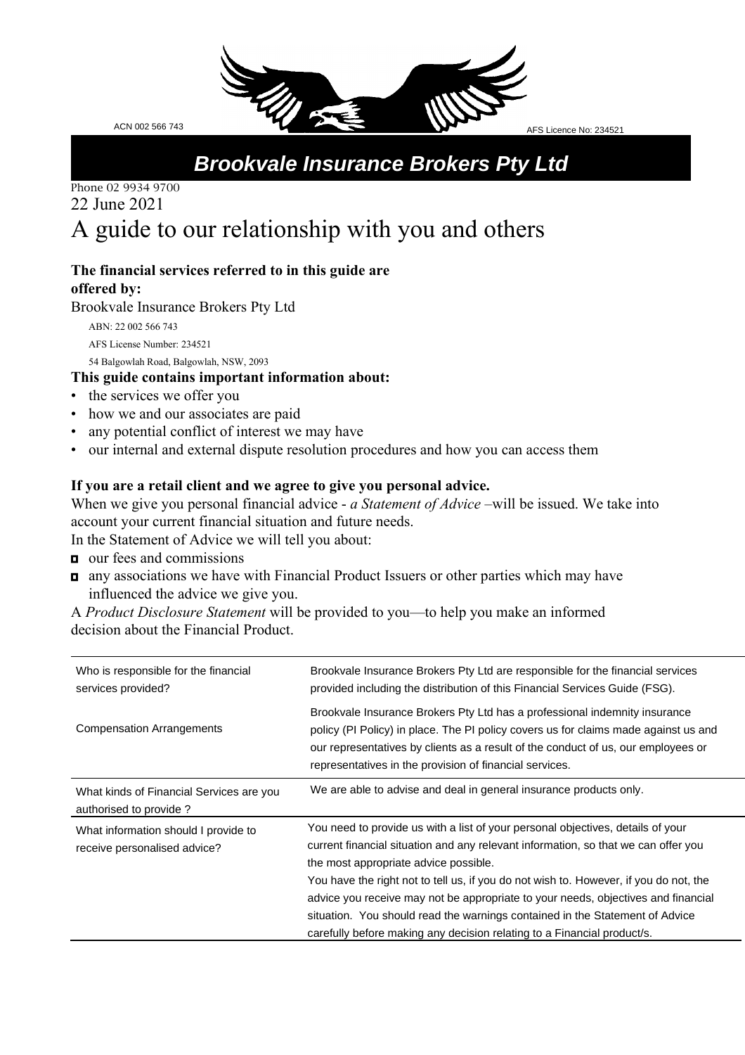ACN 002 566 743

AFS Licence No: 234521

# Brookvale Insurance Brokers Pty Ltd

Phone 02 9934 9700

22 June 2021

# A guide to our relationship with you and others

**The financial services referred to in this guide are offered by:**

Brookvale Insurance Brokers Pty Ltd

ABN: 22 002 566 743

AFS License Number: 234521

54 Balgowlah Road, Balgowlah, NSW, 2093

**This guide contains important information about:**

- the services we offer you
- how we and our associates are paid
- any potential conflict of interest we may have
- our internal and external dispute resolution procedures and how you can access them

**If you are a retail client and we agree to give you personal advice.**

When we give you personal financial advice - *a Statement of Advice* –will be issued. We take into account your current financial situation and future needs.

In the Statement of Advice we will tell you about:

- our fees and commissions
- any associations we have with Financial Product Issuers or other parties which may have influenced the advice we give you.

A *Product Disclosure Statement* will be provided to you—to help you make an informed decision about the Financial Product.

| | |
|---|---|
| Who is responsible for the financial services provided? | Brookvale Insurance Brokers Pty Ltd are responsible for the financial services provided including the distribution of this Financial Services Guide (FSG). |
| Compensation Arrangements | Brookvale Insurance Brokers Pty Ltd has a professional indemnity insurance policy (PI Policy) in place. The PI policy covers us for claims made against us and our representatives by clients as a result of the conduct of us, our employees or representatives in the provision of financial services. |
| What kinds of Financial Services are you authorised to provide ? | We are able to advise and deal in general insurance products only. |
| What information should I provide to receive personalised advice? | You need to provide us with a list of your personal objectives, details of your current financial situation and any relevant information, so that we can offer you the most appropriate advice possible.<br>You have the right not to tell us, if you do not wish to. However, if you do not, the advice you receive may not be appropriate to your needs, objectives and financial situation. You should read the warnings contained in the Statement of Advice carefully before making any decision relating to a Financial product/s. |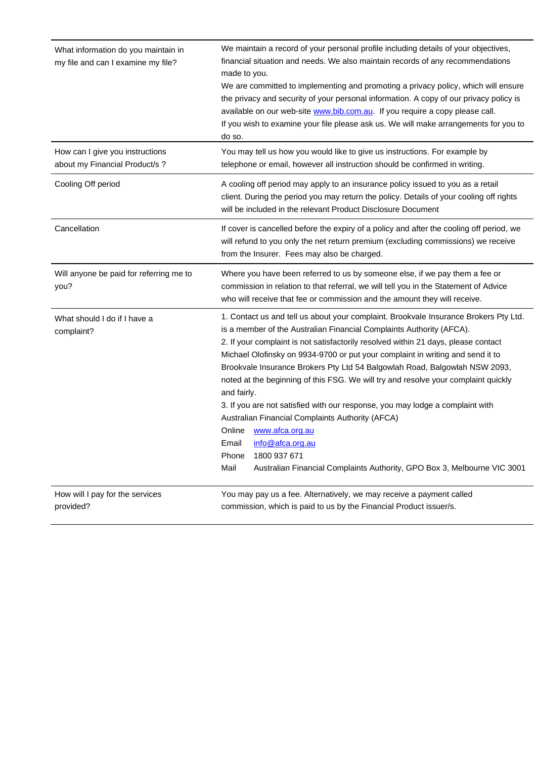| | |
|---|---|
| What information do you maintain in my file and can I examine my file? | We maintain a record of your personal profile including details of your objectives, financial situation and needs. We also maintain records of any recommendations made to you.<br>We are committed to implementing and promoting a privacy policy, which will ensure the privacy and security of your personal information. A copy of our privacy policy is available on our web-site www.bib.com.au. If you require a copy please call.<br>If you wish to examine your file please ask us. We will make arrangements for you to do so. |
| How can I give you instructions about my Financial Product/s ? | You may tell us how you would like to give us instructions. For example by telephone or email, however all instruction should be confirmed in writing. |
| Cooling Off period | A cooling off period may apply to an insurance policy issued to you as a retail client. During the period you may return the policy. Details of your cooling off rights will be included in the relevant Product Disclosure Document |
| Cancellation | If cover is cancelled before the expiry of a policy and after the cooling off period, we will refund to you only the net return premium (excluding commissions) we receive from the Insurer. Fees may also be charged. |
| Will anyone be paid for referring me to you? | Where you have been referred to us by someone else, if we pay them a fee or commission in relation to that referral, we will tell you in the Statement of Advice who will receive that fee or commission and the amount they will receive. |
| What should I do if I have a complaint? | 1. Contact us and tell us about your complaint. Brookvale Insurance Brokers Pty Ltd. is a member of the Australian Financial Complaints Authority (AFCA).<br>2. If your complaint is not satisfactorily resolved within 21 days, please contact Michael Olofinsky on 9934-9700 or put your complaint in writing and send it to Brookvale Insurance Brokers Pty Ltd 54 Balgowlah Road, Balgowlah NSW 2093, noted at the beginning of this FSG. We will try and resolve your complaint quickly and fairly.<br>3. If you are not satisfied with our response, you may lodge a complaint with Australian Financial Complaints Authority (AFCA)<br>Online www.afca.org.au<br>Email info@afca.org.au<br>Phone 1800 937 671<br>Mail Australian Financial Complaints Authority, GPO Box 3, Melbourne VIC 3001 |
| How will I pay for the services provided? | You may pay us a fee. Alternatively, we may receive a payment called commission, which is paid to us by the Financial Product issuer/s. |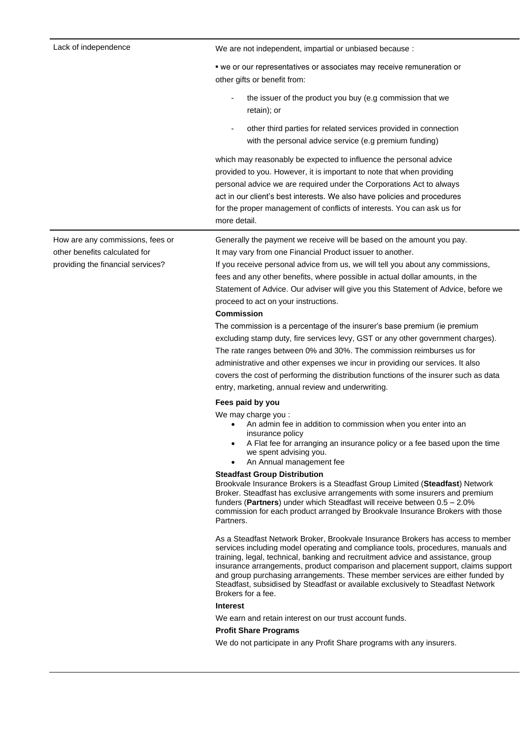| | |
|---|---|
| Lack of independence | We are not independent, impartial or unbiased because :<br><br>• we or our representatives or associates may receive remuneration or other gifts or benefit from:<br><br>- the issuer of the product you buy (e.g commission that we retain); or<br>- other third parties for related services provided in connection with the personal advice service (e.g premium funding)<br><br>which may reasonably be expected to influence the personal advice provided to you. However, it is important to note that when providing personal advice we are required under the Corporations Act to always act in our client's best interests. We also have policies and procedures for the proper management of conflicts of interests. You can ask us for more detail. |
| How are any commissions, fees or other benefits calculated for providing the financial services? | Generally the payment we receive will be based on the amount you pay. It may vary from one Financial Product issuer to another.<br>If you receive personal advice from us, we will tell you about any commissions, fees and any other benefits, where possible in actual dollar amounts, in the Statement of Advice. Our adviser will give you this Statement of Advice, before we proceed to act on your instructions.<br><br>**Commission**<br>The commission is a percentage of the insurer's base premium (ie premium excluding stamp duty, fire services levy, GST or any other government charges). The rate ranges between 0% and 30%. The commission reimburses us for administrative and other expenses we incur in providing our services. It also covers the cost of performing the distribution functions of the insurer such as data entry, marketing, annual review and underwriting.<br><br>**Fees paid by you**<br>We may charge you :<br>• An admin fee in addition to commission when you enter into an insurance policy<br>• A Flat fee for arranging an insurance policy or a fee based upon the time we spent advising you.<br>• An Annual management fee<br><br>**Steadfast Group Distribution**<br>Brookvale Insurance Brokers is a Steadfast Group Limited (**Steadfast**) Network Broker. Steadfast has exclusive arrangements with some insurers and premium funders (**Partners**) under which Steadfast will receive between 0.5 – 2.0% commission for each product arranged by Brookvale Insurance Brokers with those Partners.<br><br>As a Steadfast Network Broker, Brookvale Insurance Brokers has access to member services including model operating and compliance tools, procedures, manuals and training, legal, technical, banking and recruitment advice and assistance, group insurance arrangements, product comparison and placement support, claims support and group purchasing arrangements. These member services are either funded by Steadfast, subsidised by Steadfast or available exclusively to Steadfast Network Brokers for a fee.<br><br>**Interest**<br>We earn and retain interest on our trust account funds.<br><br>**Profit Share Programs**<br>We do not participate in any Profit Share programs with any insurers. |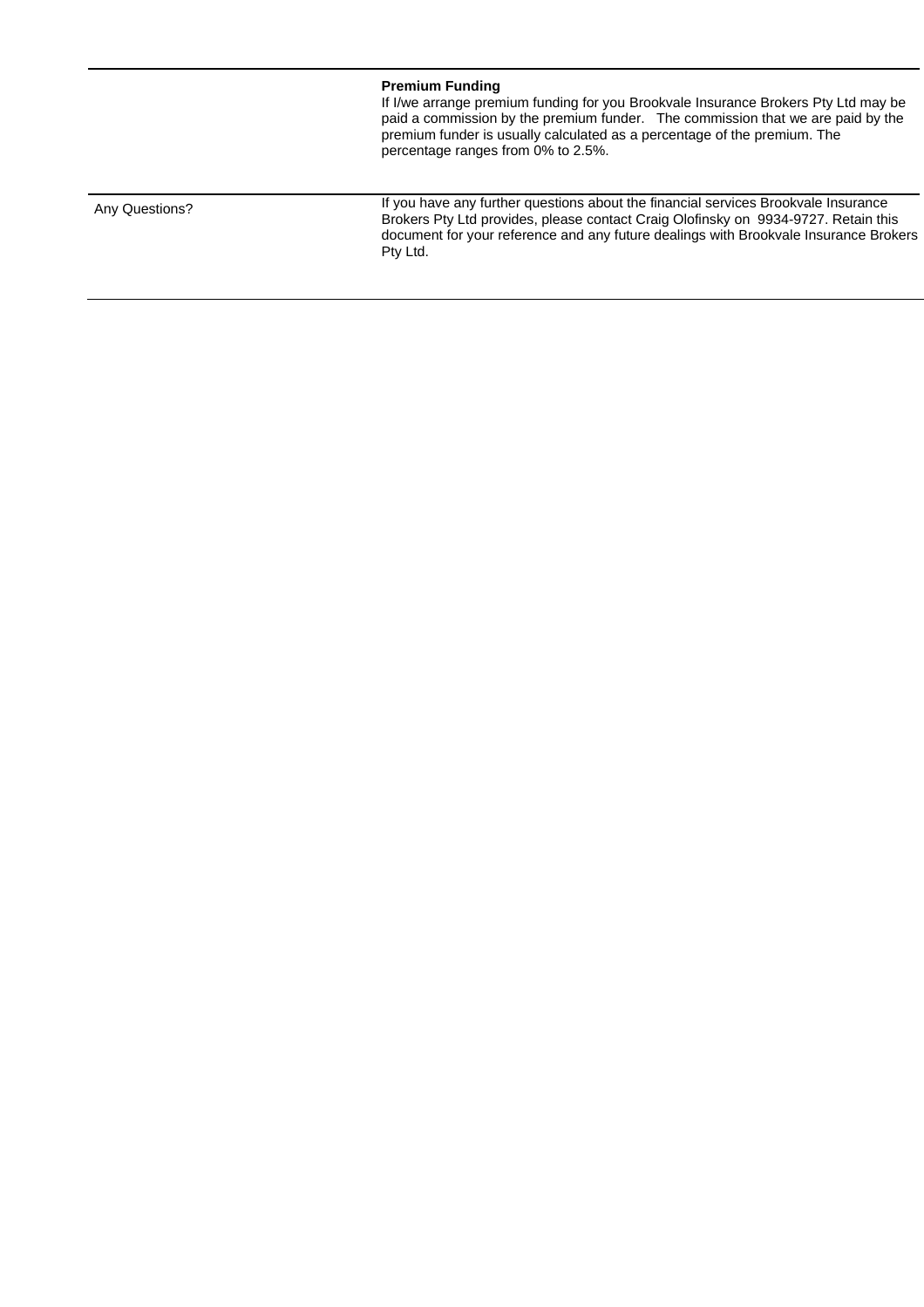**Premium Funding**

If I/we arrange premium funding for you Brookvale Insurance Brokers Pty Ltd may be paid a commission by the premium funder. The commission that we are paid by the premium funder is usually calculated as a percentage of the premium. The percentage ranges from 0% to 2.5%.

| | |
|---|---|
| Any Questions? | If you have any further questions about the financial services Brookvale Insurance Brokers Pty Ltd provides, please contact Craig Olofinsky on 9934-9727. Retain this document for your reference and any future dealings with Brookvale Insurance Brokers Pty Ltd. |